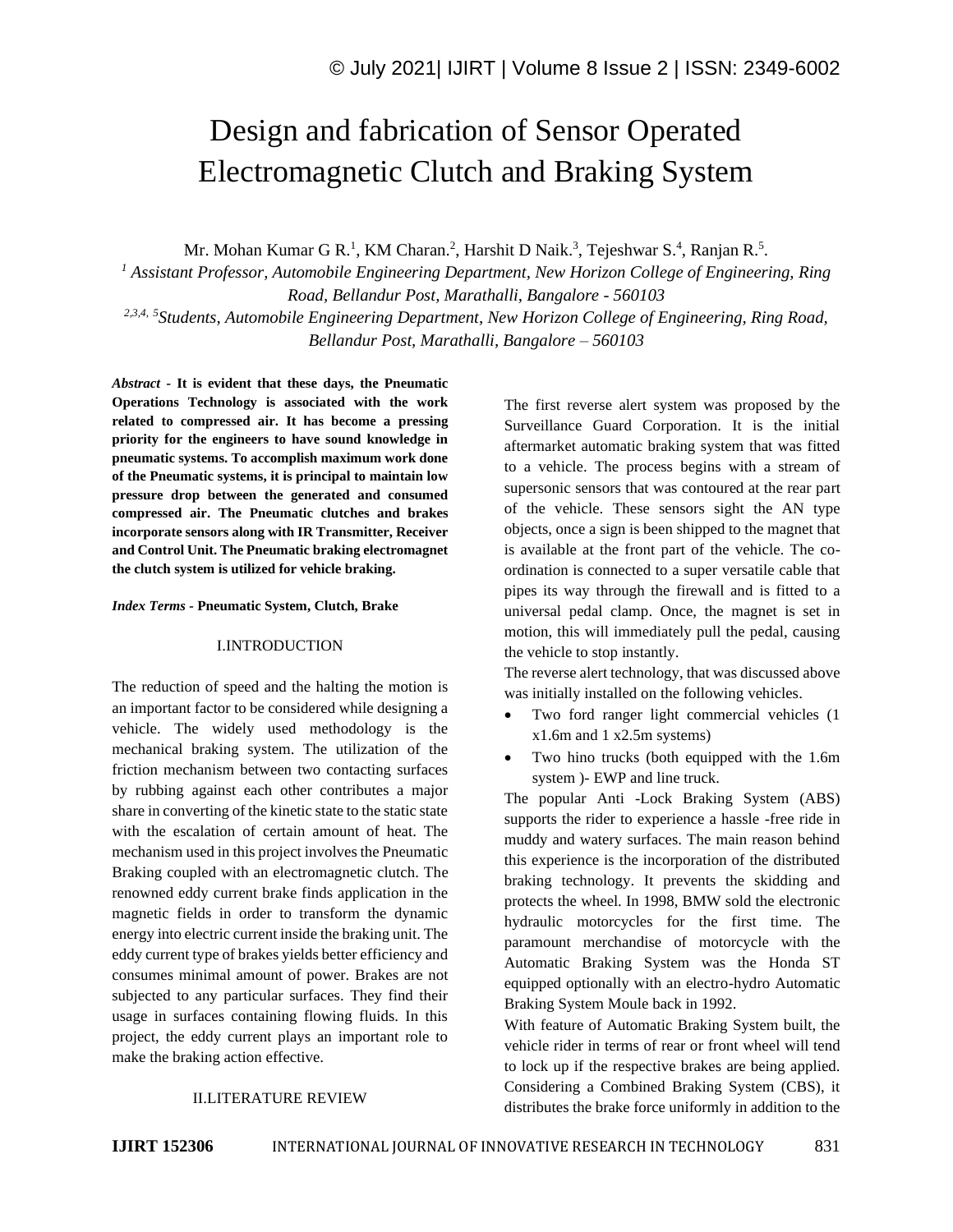# Design and fabrication of Sensor Operated Electromagnetic Clutch and Braking System

Mr. Mohan Kumar G R.[1], KM Charan.[2], Harshit D Naik.[3], Tejeshwar S.[4], Ranjan R.[5].

[1] *Assistant Professor, Automobile Engineering Department, New Horizon College of Engineering, Ring Road, Bellandur Post, Marathalli, Bangalore - 560103*

[2,3,4, 5] *Students, Automobile Engineering Department, New Horizon College of Engineering, Ring Road, Bellandur Post, Marathalli, Bangalore – 560103*

***Abstract* - It is evident that these days, the Pneumatic Operations Technology is associated with the work related to compressed air. It has become a pressing priority for the engineers to have sound knowledge in pneumatic systems. To accomplish maximum work done of the Pneumatic systems, it is principal to maintain low pressure drop between the generated and consumed compressed air. The Pneumatic clutches and brakes incorporate sensors along with IR Transmitter, Receiver and Control Unit. The Pneumatic braking electromagnet the clutch system is utilized for vehicle braking.**

***Index Terms* - Pneumatic System, Clutch, Brake**

## I.INTRODUCTION

The reduction of speed and the halting the motion is an important factor to be considered while designing a vehicle. The widely used methodology is the mechanical braking system. The utilization of the friction mechanism between two contacting surfaces by rubbing against each other contributes a major share in converting of the kinetic state to the static state with the escalation of certain amount of heat. The mechanism used in this project involves the Pneumatic Braking coupled with an electromagnetic clutch. The renowned eddy current brake finds application in the magnetic fields in order to transform the dynamic energy into electric current inside the braking unit. The eddy current type of brakes yields better efficiency and consumes minimal amount of power. Brakes are not subjected to any particular surfaces. They find their usage in surfaces containing flowing fluids. In this project, the eddy current plays an important role to make the braking action effective.

## II.LITERATURE REVIEW

The first reverse alert system was proposed by the Surveillance Guard Corporation. It is the initial aftermarket automatic braking system that was fitted to a vehicle. The process begins with a stream of supersonic sensors that was contoured at the rear part of the vehicle. These sensors sight the AN type objects, once a sign is been shipped to the magnet that is available at the front part of the vehicle. The co-ordination is connected to a super versatile cable that pipes its way through the firewall and is fitted to a universal pedal clamp. Once, the magnet is set in motion, this will immediately pull the pedal, causing the vehicle to stop instantly.

The reverse alert technology, that was discussed above was initially installed on the following vehicles.

- Two ford ranger light commercial vehicles (1 x1.6m and 1 x2.5m systems)
- Two hino trucks (both equipped with the 1.6m system )- EWP and line truck.

The popular Anti -Lock Braking System (ABS) supports the rider to experience a hassle -free ride in muddy and watery surfaces. The main reason behind this experience is the incorporation of the distributed braking technology. It prevents the skidding and protects the wheel. In 1998, BMW sold the electronic hydraulic motorcycles for the first time. The paramount merchandise of motorcycle with the Automatic Braking System was the Honda ST equipped optionally with an electro-hydro Automatic Braking System Moule back in 1992.

With feature of Automatic Braking System built, the vehicle rider in terms of rear or front wheel will tend to lock up if the respective brakes are being applied. Considering a Combined Braking System (CBS), it distributes the brake force uniformly in addition to the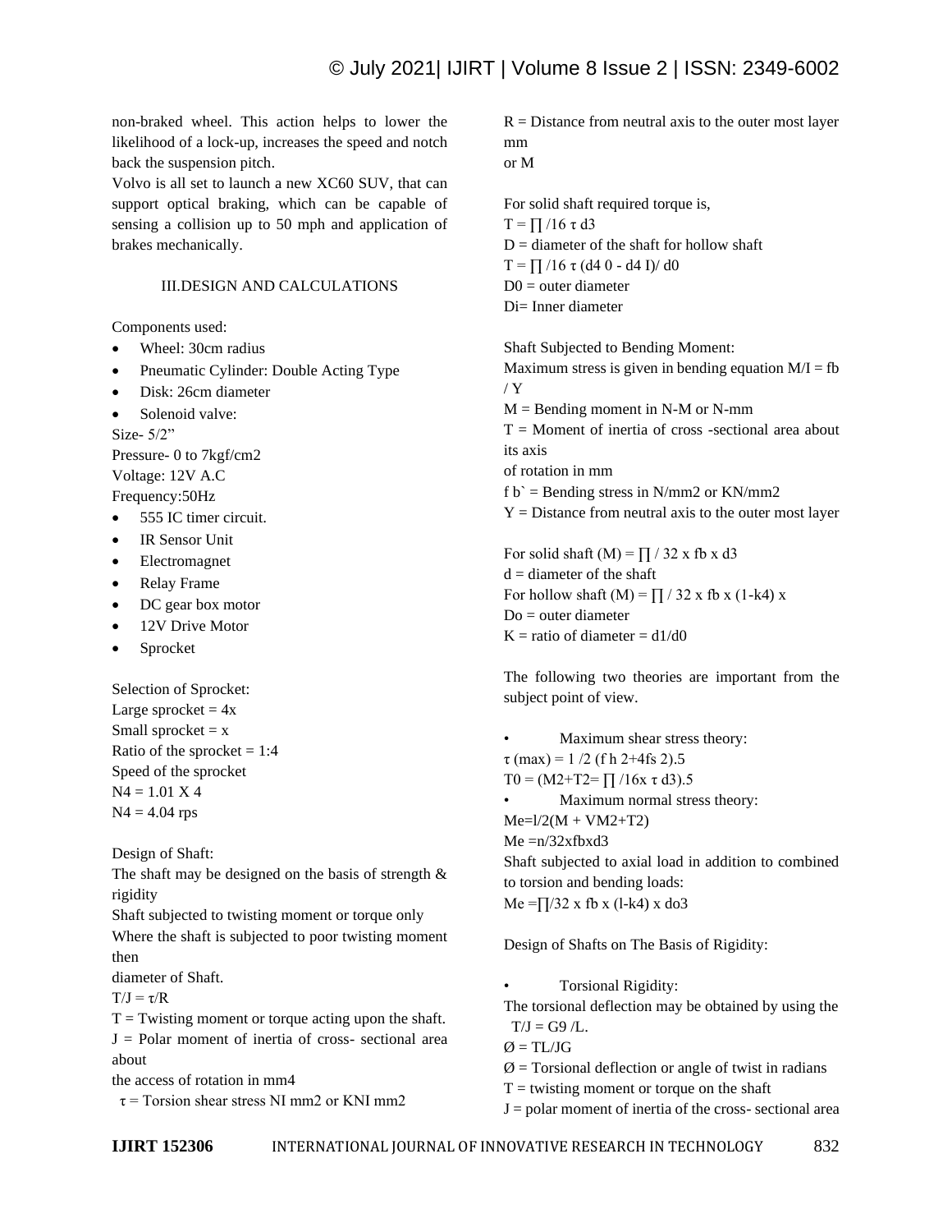non-braked wheel. This action helps to lower the likelihood of a lock-up, increases the speed and notch back the suspension pitch.

Volvo is all set to launch a new XC60 SUV, that can support optical braking, which can be capable of sensing a collision up to 50 mph and application of brakes mechanically.

## III.DESIGN AND CALCULATIONS

Components used:

- Wheel: 30cm radius
- Pneumatic Cylinder: Double Acting Type
- Disk: 26cm diameter
- Solenoid valve:

Size- 5/2”
Pressure- 0 to 7kgf/cm2
Voltage: 12V A.C
Frequency:50Hz

- 555 IC timer circuit.
- IR Sensor Unit
- Electromagnet
- Relay Frame
- DC gear box motor
- 12V Drive Motor
- Sprocket

Selection of Sprocket:
Large sprocket = 4x
Small sprocket = x
Ratio of the sprocket = 1:4
Speed of the sprocket
N4 = 1.01 X 4
N4 = 4.04 rps

Design of Shaft:
The shaft may be designed on the basis of strength & rigidity
Shaft subjected to twisting moment or torque only
Where the shaft is subjected to poor twisting moment then
diameter of Shaft.

$T/J = \tau/R$

T = Twisting moment or torque acting upon the shaft.
J = Polar moment of inertia of cross- sectional area about
the access of rotation in mm4
τ = Torsion shear stress NI mm2 or KNI mm2
R = Distance from neutral axis to the outer most layer mm
or M

For solid shaft required torque is,

$T = \prod /16\ \tau\ d3$

D = diameter of the shaft for hollow shaft

$T = \prod /16\ \tau\ (d4\ 0 - d4\ I)/\ d0$

D0 = outer diameter
Di= Inner diameter

Shaft Subjected to Bending Moment:
Maximum stress is given in bending equation $M/I = fb / Y$

M = Bending moment in N-M or N-mm
T = Moment of inertia of cross -sectional area about its axis
of rotation in mm
f b` = Bending stress in N/mm2 or KN/mm2
Y = Distance from neutral axis to the outer most layer

For solid shaft $(M) = \prod / 32 \times fb \times d3$

d = diameter of the shaft

For hollow shaft $(M) = \prod / 32 \times fb \times (1-k4) \times$

Do = outer diameter
K = ratio of diameter = d1/d0

The following two theories are important from the subject point of view.

- Maximum shear stress theory:

$\tau\ (max) = 1 /2\ (f\ h\ 2+4fs\ 2).5$

$T0 = (M2+T2= \prod /16x\ \tau\ d3).5$

- Maximum normal stress theory:

$Me=l/2(M + VM2+T2)$

$Me =n/32xfbxd3$

Shaft subjected to axial load in addition to combined to torsion and bending loads:

$Me =\prod/32 \times fb \times (l-k4) \times do3$

Design of Shafts on The Basis of Rigidity:

- Torsional Rigidity:

The torsional deflection may be obtained by using the

$T/J = G9 /L.$

$Ø = TL/JG$

Ø = Torsional deflection or angle of twist in radians
T = twisting moment or torque on the shaft
J = polar moment of inertia of the cross- sectional area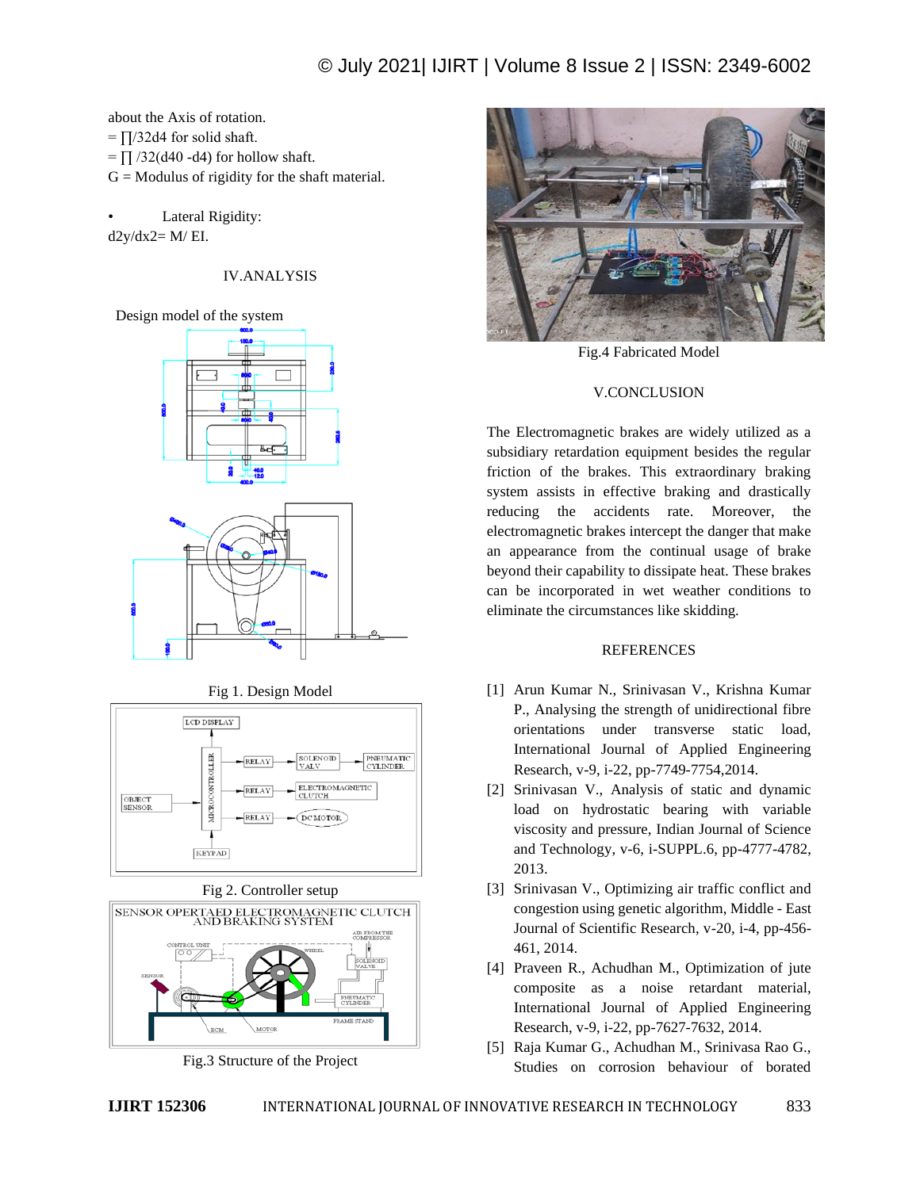about the Axis of rotation.

$= \prod/32d4$ for solid shaft.

$= \prod /32(d40 -d4)$ for hollow shaft.

G = Modulus of rigidity for the shaft material.

- Lateral Rigidity:

d2y/dx2= M/ EI.

## IV.ANALYSIS

Design model of the system

Fig 1. Design Model

Fig 2. Controller setup

Fig.3 Structure of the Project

Fig.4 Fabricated Model

## V.CONCLUSION

The Electromagnetic brakes are widely utilized as a subsidiary retardation equipment besides the regular friction of the brakes. This extraordinary braking system assists in effective braking and drastically reducing the accidents rate. Moreover, the electromagnetic brakes intercept the danger that make an appearance from the continual usage of brake beyond their capability to dissipate heat. These brakes can be incorporated in wet weather conditions to eliminate the circumstances like skidding.

## REFERENCES

[1] Arun Kumar N., Srinivasan V., Krishna Kumar P., Analysing the strength of unidirectional fibre orientations under transverse static load, International Journal of Applied Engineering Research, v-9, i-22, pp-7749-7754,2014.

[2] Srinivasan V., Analysis of static and dynamic load on hydrostatic bearing with variable viscosity and pressure, Indian Journal of Science and Technology, v-6, i-SUPPL.6, pp-4777-4782, 2013.

[3] Srinivasan V., Optimizing air traffic conflict and congestion using genetic algorithm, Middle - East Journal of Scientific Research, v-20, i-4, pp-456-461, 2014.

[4] Praveen R., Achudhan M., Optimization of jute composite as a noise retardant material, International Journal of Applied Engineering Research, v-9, i-22, pp-7627-7632, 2014.

[5] Raja Kumar G., Achudhan M., Srinivasa Rao G., Studies on corrosion behaviour of borated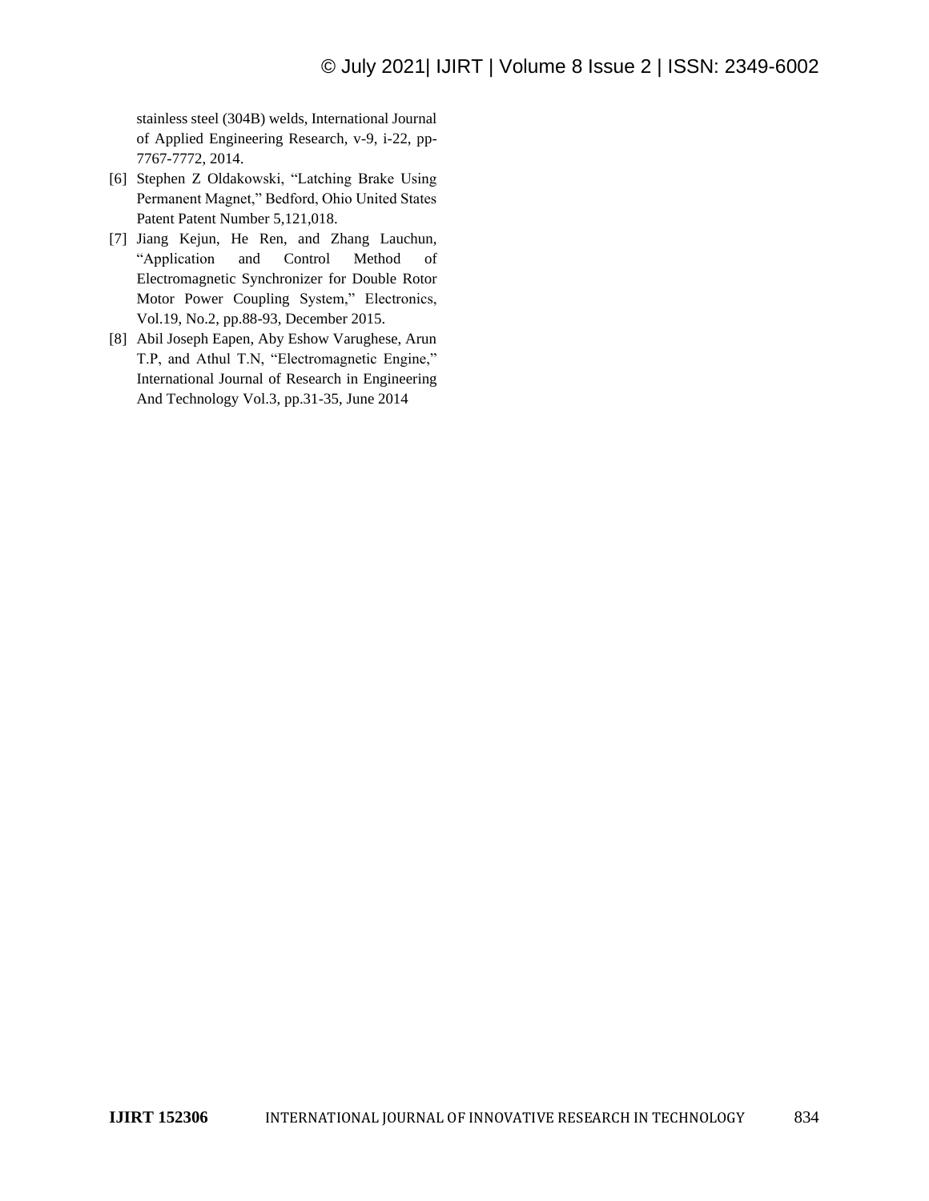stainless steel (304B) welds, International Journal of Applied Engineering Research, v-9, i-22, pp-7767-7772, 2014.

[6] Stephen Z Oldakowski, "Latching Brake Using Permanent Magnet," Bedford, Ohio United States Patent Patent Number 5,121,018.

[7] Jiang Kejun, He Ren, and Zhang Lauchun, "Application and Control Method of Electromagnetic Synchronizer for Double Rotor Motor Power Coupling System," Electronics, Vol.19, No.2, pp.88-93, December 2015.

[8] Abil Joseph Eapen, Aby Eshow Varughese, Arun T.P, and Athul T.N, "Electromagnetic Engine," International Journal of Research in Engineering And Technology Vol.3, pp.31-35, June 2014